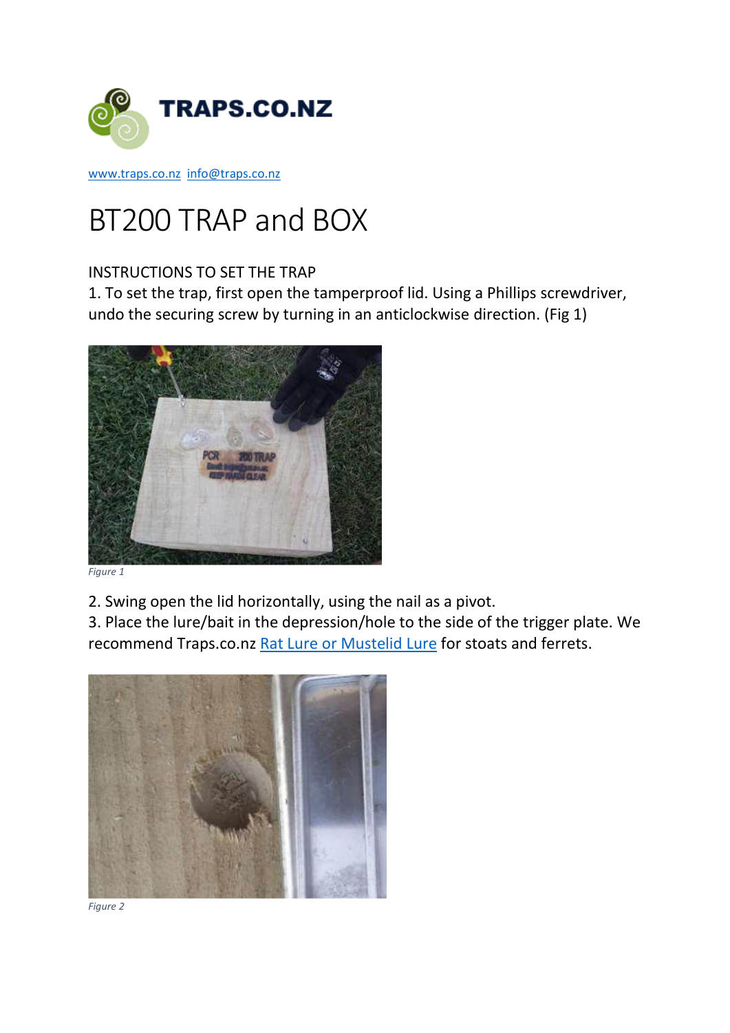**TRAPS.CO.NZ**

www.traps.co.nz info@traps.co.nz

# BT200 TRAP and BOX

## INSTRUCTIONS TO SET THE TRAP

1. To set the trap, first open the tamperproof lid. Using a Phillips screwdriver, undo the securing screw by turning in an anticlockwise direction. (Fig 1)

*Figure 1*

2. Swing open the lid horizontally, using the nail as a pivot.
3. Place the lure/bait in the depression/hole to the side of the trigger plate. We recommend Traps.co.nz [Rat Lure or Mustelid Lure] for stoats and ferrets.

*Figure 2*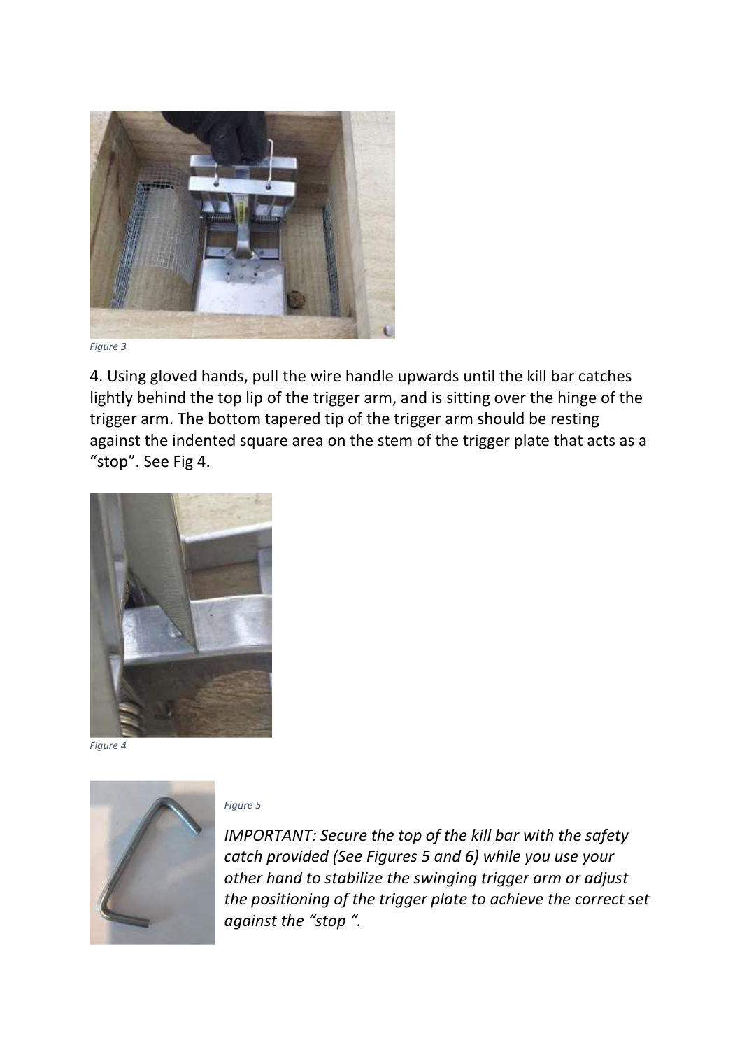*Figure 3*

4. Using gloved hands, pull the wire handle upwards until the kill bar catches lightly behind the top lip of the trigger arm, and is sitting over the hinge of the trigger arm. The bottom tapered tip of the trigger arm should be resting against the indented square area on the stem of the trigger plate that acts as a "stop". See Fig 4.

*Figure 4*

*Figure 5*

*IMPORTANT: Secure the top of the kill bar with the safety catch provided (See Figures 5 and 6) while you use your other hand to stabilize the swinging trigger arm or adjust the positioning of the trigger plate to achieve the correct set against the "stop ".*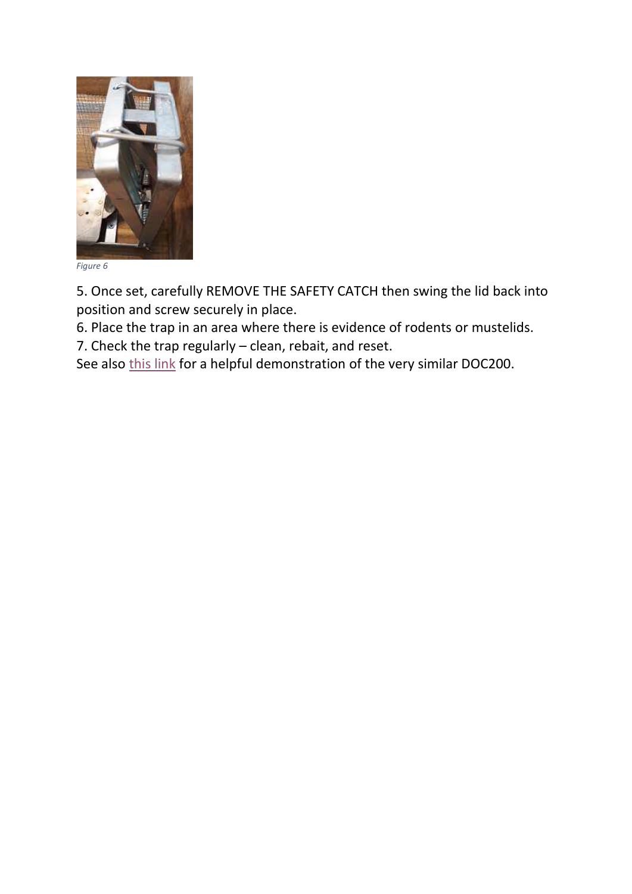*Figure 6*

5. Once set, carefully REMOVE THE SAFETY CATCH then swing the lid back into position and screw securely in place.
6. Place the trap in an area where there is evidence of rodents or mustelids.
7. Check the trap regularly – clean, rebait, and reset.

See also this link for a helpful demonstration of the very similar DOC200.